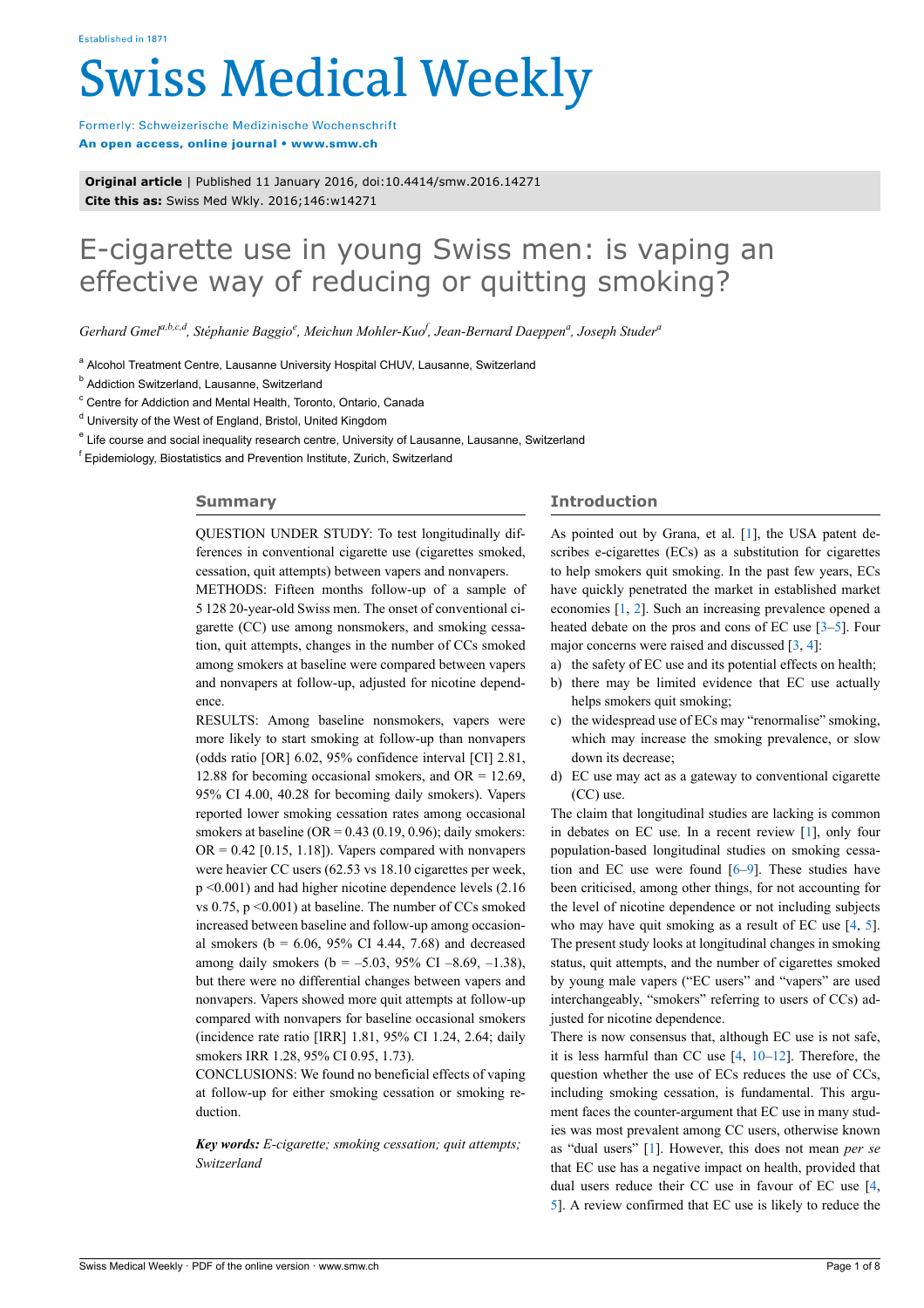**Original article** | Published 11 January 2016, doi:10.4414/smw.2016.14271
**Cite this as:** Swiss Med Wkly. 2016;146:w14271

# E-cigarette use in young Swiss men: is vaping an effective way of reducing or quitting smoking?

*Gerhard Gmel[a,b,c,d], Stéphanie Baggio[e], Meichun Mohler-Kuo[f], Jean-Bernard Daeppen[a], Joseph Studer[a]*

[a] Alcohol Treatment Centre, Lausanne University Hospital CHUV, Lausanne, Switzerland
[b] Addiction Switzerland, Lausanne, Switzerland
[c] Centre for Addiction and Mental Health, Toronto, Ontario, Canada
[d] University of the West of England, Bristol, United Kingdom
[e] Life course and social inequality research centre, University of Lausanne, Lausanne, Switzerland
[f] Epidemiology, Biostatistics and Prevention Institute, Zurich, Switzerland

## Summary

QUESTION UNDER STUDY: To test longitudinally differences in conventional cigarette use (cigarettes smoked, cessation, quit attempts) between vapers and nonvapers.

METHODS: Fifteen months follow-up of a sample of 5 128 20-year-old Swiss men. The onset of conventional cigarette (CC) use among nonsmokers, and smoking cessation, quit attempts, changes in the number of CCs smoked among smokers at baseline were compared between vapers and nonvapers at follow-up, adjusted for nicotine dependence.

RESULTS: Among baseline nonsmokers, vapers were more likely to start smoking at follow-up than nonvapers (odds ratio [OR] 6.02, 95% confidence interval [CI] 2.81, 12.88 for becoming occasional smokers, and OR = 12.69, 95% CI 4.00, 40.28 for becoming daily smokers). Vapers reported lower smoking cessation rates among occasional smokers at baseline (OR = 0.43 (0.19, 0.96); daily smokers: OR = 0.42 [0.15, 1.18]). Vapers compared with nonvapers were heavier CC users (62.53 vs 18.10 cigarettes per week, $p < 0.001$) and had higher nicotine dependence levels (2.16 vs 0.75, $p < 0.001$) at baseline. The number of CCs smoked increased between baseline and follow-up among occasional smokers (b = 6.06, 95% CI 4.44, 7.68) and decreased among daily smokers (b = –5.03, 95% CI –8.69, –1.38), but there were no differential changes between vapers and nonvapers. Vapers showed more quit attempts at follow-up compared with nonvapers for baseline occasional smokers (incidence rate ratio [IRR] 1.81, 95% CI 1.24, 2.64; daily smokers IRR 1.28, 95% CI 0.95, 1.73).

CONCLUSIONS: We found no beneficial effects of vaping at follow-up for either smoking cessation or smoking reduction.

***Key words:** E-cigarette; smoking cessation; quit attempts; Switzerland*

## Introduction

As pointed out by Grana, et al. [1], the USA patent describes e-cigarettes (ECs) as a substitution for cigarettes to help smokers quit smoking. In the past few years, ECs have quickly penetrated the market in established market economies [1, 2]. Such an increasing prevalence opened a heated debate on the pros and cons of EC use [3–5]. Four major concerns were raised and discussed [3, 4]:

a) the safety of EC use and its potential effects on health;
b) there may be limited evidence that EC use actually helps smokers quit smoking;
c) the widespread use of ECs may "renormalise" smoking, which may increase the smoking prevalence, or slow down its decrease;
d) EC use may act as a gateway to conventional cigarette (CC) use.

The claim that longitudinal studies are lacking is common in debates on EC use. In a recent review [1], only four population-based longitudinal studies on smoking cessation and EC use were found [6–9]. These studies have been criticised, among other things, for not accounting for the level of nicotine dependence or not including subjects who may have quit smoking as a result of EC use [4, 5]. The present study looks at longitudinal changes in smoking status, quit attempts, and the number of cigarettes smoked by young male vapers ("EC users" and "vapers" are used interchangeably, "smokers" referring to users of CCs) adjusted for nicotine dependence.

There is now consensus that, although EC use is not safe, it is less harmful than CC use [4, 10–12]. Therefore, the question whether the use of ECs reduces the use of CCs, including smoking cessation, is fundamental. This argument faces the counter-argument that EC use in many studies was most prevalent among CC users, otherwise known as "dual users" [1]. However, this does not mean *per se* that EC use has a negative impact on health, provided that dual users reduce their CC use in favour of EC use [4, 5]. A review confirmed that EC use is likely to reduce the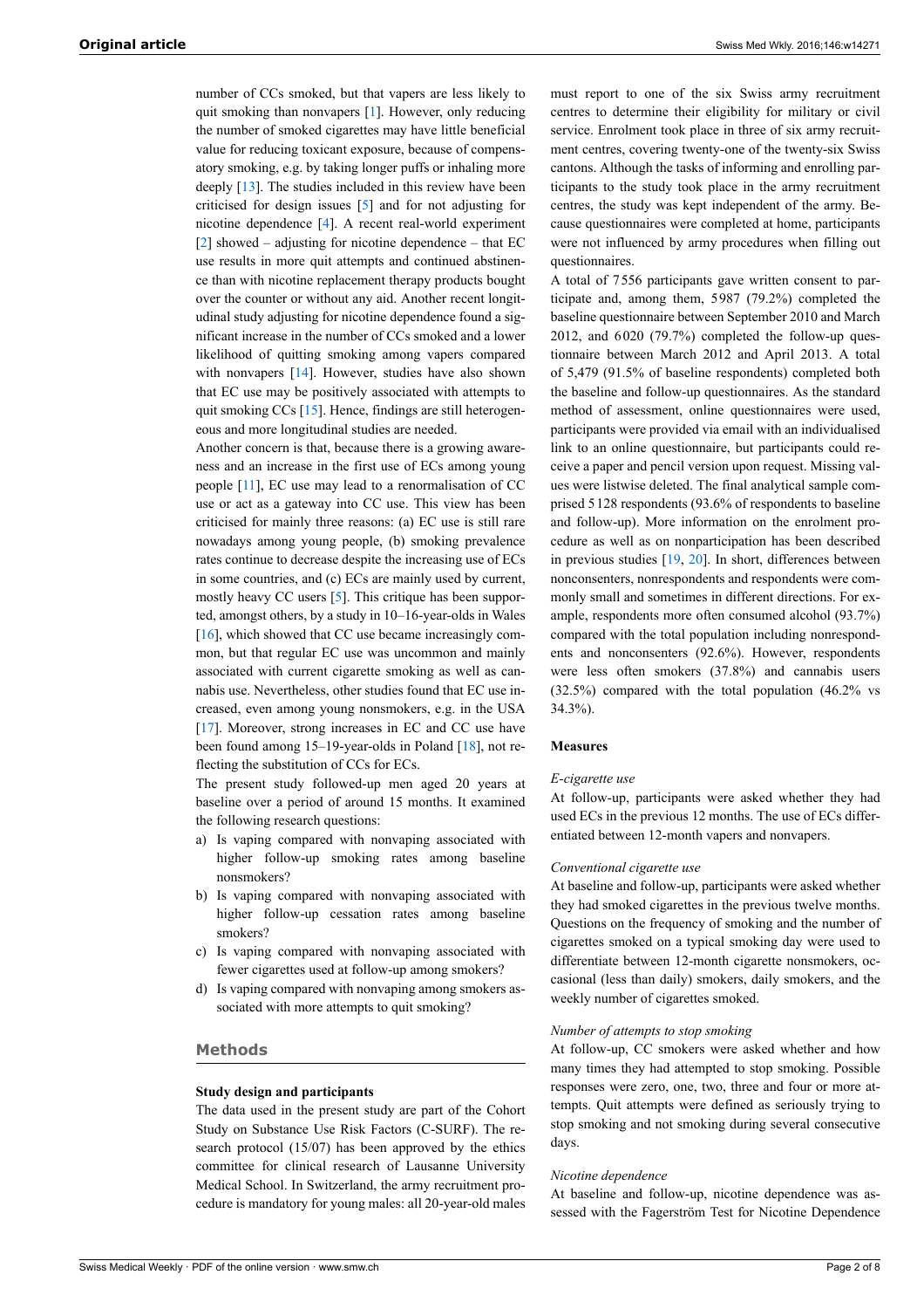number of CCs smoked, but that vapers are less likely to quit smoking than nonvapers [1]. However, only reducing the number of smoked cigarettes may have little beneficial value for reducing toxicant exposure, because of compensatory smoking, e.g. by taking longer puffs or inhaling more deeply [13]. The studies included in this review have been criticised for design issues [5] and for not adjusting for nicotine dependence [4]. A recent real-world experiment [2] showed – adjusting for nicotine dependence – that EC use results in more quit attempts and continued abstinence than with nicotine replacement therapy products bought over the counter or without any aid. Another recent longitudinal study adjusting for nicotine dependence found a significant increase in the number of CCs smoked and a lower likelihood of quitting smoking among vapers compared with nonvapers [14]. However, studies have also shown that EC use may be positively associated with attempts to quit smoking CCs [15]. Hence, findings are still heterogeneous and more longitudinal studies are needed.

Another concern is that, because there is a growing awareness and an increase in the first use of ECs among young people [11], EC use may lead to a renormalisation of CC use or act as a gateway into CC use. This view has been criticised for mainly three reasons: (a) EC use is still rare nowadays among young people, (b) smoking prevalence rates continue to decrease despite the increasing use of ECs in some countries, and (c) ECs are mainly used by current, mostly heavy CC users [5]. This critique has been supported, amongst others, by a study in 10–16-year-olds in Wales [16], which showed that CC use became increasingly common, but that regular EC use was uncommon and mainly associated with current cigarette smoking as well as cannabis use. Nevertheless, other studies found that EC use increased, even among young nonsmokers, e.g. in the USA [17]. Moreover, strong increases in EC and CC use have been found among 15–19-year-olds in Poland [18], not reflecting the substitution of CCs for ECs.

The present study followed-up men aged 20 years at baseline over a period of around 15 months. It examined the following research questions:

a) Is vaping compared with nonvaping associated with higher follow-up smoking rates among baseline nonsmokers?
b) Is vaping compared with nonvaping associated with higher follow-up cessation rates among baseline smokers?
c) Is vaping compared with nonvaping associated with fewer cigarettes used at follow-up among smokers?
d) Is vaping compared with nonvaping among smokers associated with more attempts to quit smoking?

## Methods

### Study design and participants

The data used in the present study are part of the Cohort Study on Substance Use Risk Factors (C-SURF). The research protocol (15/07) has been approved by the ethics committee for clinical research of Lausanne University Medical School. In Switzerland, the army recruitment procedure is mandatory for young males: all 20-year-old males must report to one of the six Swiss army recruitment centres to determine their eligibility for military or civil service. Enrolment took place in three of six army recruitment centres, covering twenty-one of the twenty-six Swiss cantons. Although the tasks of informing and enrolling participants to the study took place in the army recruitment centres, the study was kept independent of the army. Because questionnaires were completed at home, participants were not influenced by army procedures when filling out questionnaires.

A total of 7 556 participants gave written consent to participate and, among them, 5 987 (79.2%) completed the baseline questionnaire between September 2010 and March 2012, and 6 020 (79.7%) completed the follow-up questionnaire between March 2012 and April 2013. A total of 5,479 (91.5% of baseline respondents) completed both the baseline and follow-up questionnaires. As the standard method of assessment, online questionnaires were used, participants were provided via email with an individualised link to an online questionnaire, but participants could receive a paper and pencil version upon request. Missing values were listwise deleted. The final analytical sample comprised 5 128 respondents (93.6% of respondents to baseline and follow-up). More information on the enrolment procedure as well as on nonparticipation has been described in previous studies [19, 20]. In short, differences between nonconsenters, nonrespondents and respondents were commonly small and sometimes in different directions. For example, respondents more often consumed alcohol (93.7%) compared with the total population including nonrespondents and nonconsenters (92.6%). However, respondents were less often smokers (37.8%) and cannabis users (32.5%) compared with the total population (46.2% vs 34.3%).

### Measures

*E-cigarette use*

At follow-up, participants were asked whether they had used ECs in the previous 12 months. The use of ECs differentiated between 12-month vapers and nonvapers.

*Conventional cigarette use*

At baseline and follow-up, participants were asked whether they had smoked cigarettes in the previous twelve months. Questions on the frequency of smoking and the number of cigarettes smoked on a typical smoking day were used to differentiate between 12-month cigarette nonsmokers, occasional (less than daily) smokers, daily smokers, and the weekly number of cigarettes smoked.

*Number of attempts to stop smoking*

At follow-up, CC smokers were asked whether and how many times they had attempted to stop smoking. Possible responses were zero, one, two, three and four or more attempts. Quit attempts were defined as seriously trying to stop smoking and not smoking during several consecutive days.

*Nicotine dependence*

At baseline and follow-up, nicotine dependence was assessed with the Fagerström Test for Nicotine Dependence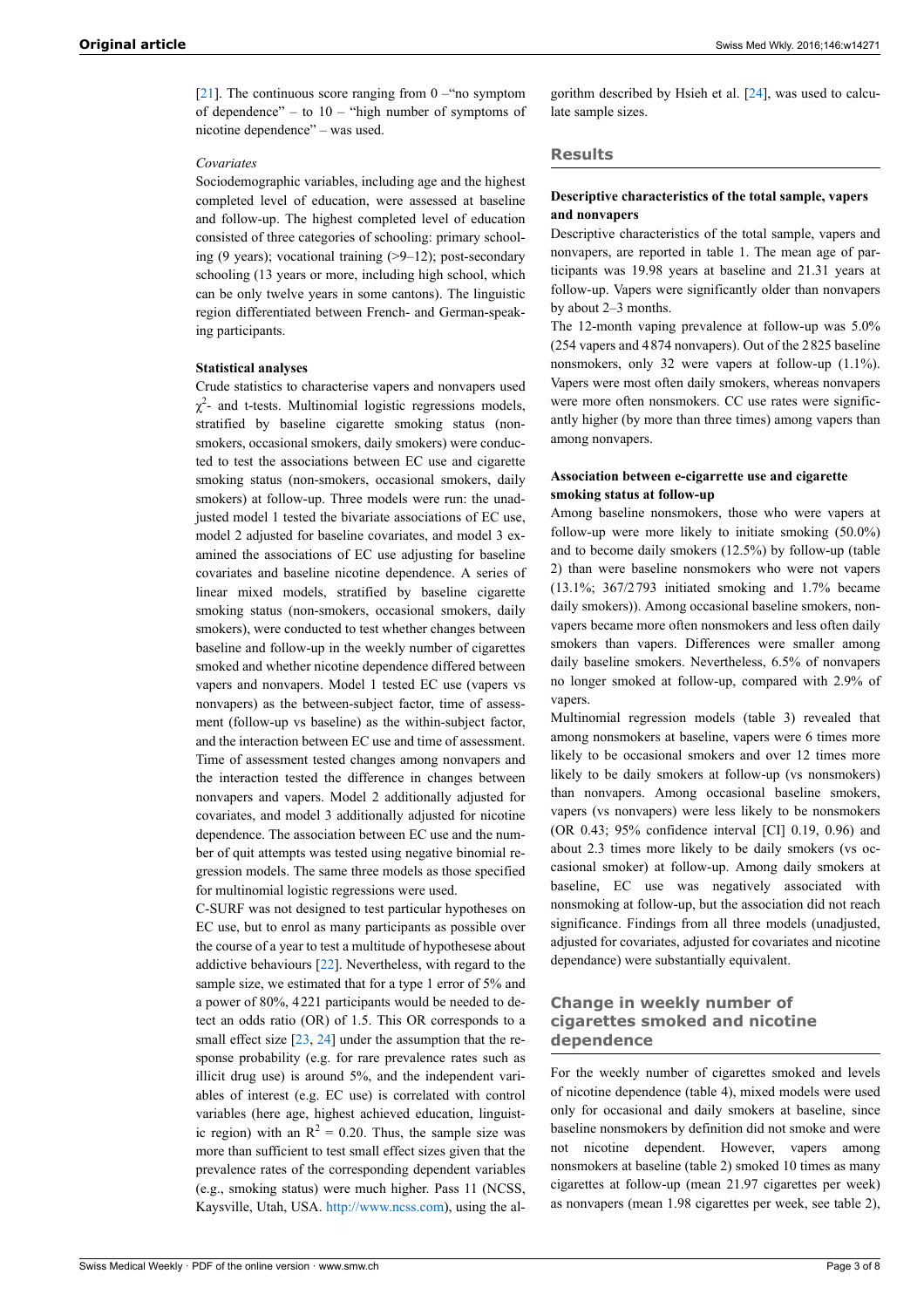[21]. The continuous score ranging from 0 –"no symptom of dependence" – to 10 – "high number of symptoms of nicotine dependence" – was used.

*Covariates*

Sociodemographic variables, including age and the highest completed level of education, were assessed at baseline and follow-up. The highest completed level of education consisted of three categories of schooling: primary schooling (9 years); vocational training (>9–12); post-secondary schooling (13 years or more, including high school, which can be only twelve years in some cantons). The linguistic region differentiated between French- and German-speaking participants.

**Statistical analyses**

Crude statistics to characterise vapers and nonvapers used $\chi^2$- and t-tests. Multinomial logistic regressions models, stratified by baseline cigarette smoking status (nonsmokers, occasional smokers, daily smokers) were conducted to test the associations between EC use and cigarette smoking status (non-smokers, occasional smokers, daily smokers) at follow-up. Three models were run: the unadjusted model 1 tested the bivariate associations of EC use, model 2 adjusted for baseline covariates, and model 3 examined the associations of EC use adjusting for baseline covariates and baseline nicotine dependence. A series of linear mixed models, stratified by baseline cigarette smoking status (non-smokers, occasional smokers, daily smokers), were conducted to test whether changes between baseline and follow-up in the weekly number of cigarettes smoked and whether nicotine dependence differed between vapers and nonvapers. Model 1 tested EC use (vapers vs nonvapers) as the between-subject factor, time of assessment (follow-up vs baseline) as the within-subject factor, and the interaction between EC use and time of assessment. Time of assessment tested changes among nonvapers and the interaction tested the difference in changes between nonvapers and vapers. Model 2 additionally adjusted for covariates, and model 3 additionally adjusted for nicotine dependence. The association between EC use and the number of quit attempts was tested using negative binomial regression models. The same three models as those specified for multinomial logistic regressions were used.

C-SURF was not designed to test particular hypotheses on EC use, but to enrol as many participants as possible over the course of a year to test a multitude of hypothesese about addictive behaviours [22]. Nevertheless, with regard to the sample size, we estimated that for a type 1 error of 5% and a power of 80%, 4221 participants would be needed to detect an odds ratio (OR) of 1.5. This OR corresponds to a small effect size [23, 24] under the assumption that the response probability (e.g. for rare prevalence rates such as illicit drug use) is around 5%, and the independent variables of interest (e.g. EC use) is correlated with control variables (here age, highest achieved education, linguistic region) with an $R^2 = 0.20$. Thus, the sample size was more than sufficient to test small effect sizes given that the prevalence rates of the corresponding dependent variables (e.g., smoking status) were much higher. Pass 11 (NCSS, Kaysville, Utah, USA. http://www.ncss.com), using the algorithm described by Hsieh et al. [24], was used to calculate sample sizes.

## Results

**Descriptive characteristics of the total sample, vapers and nonvapers**

Descriptive characteristics of the total sample, vapers and nonvapers, are reported in table 1. The mean age of participants was 19.98 years at baseline and 21.31 years at follow-up. Vapers were significantly older than nonvapers by about 2–3 months.

The 12-month vaping prevalence at follow-up was 5.0% (254 vapers and 4874 nonvapers). Out of the 2825 baseline nonsmokers, only 32 were vapers at follow-up (1.1%). Vapers were most often daily smokers, whereas nonvapers were more often nonsmokers. CC use rates were significantly higher (by more than three times) among vapers than among nonvapers.

**Association between e-cigarrette use and cigarette smoking status at follow-up**

Among baseline nonsmokers, those who were vapers at follow-up were more likely to initiate smoking (50.0%) and to become daily smokers (12.5%) by follow-up (table 2) than were baseline nonsmokers who were not vapers (13.1%; 367/2793 initiated smoking and 1.7% became daily smokers)). Among occasional baseline smokers, nonvapers became more often nonsmokers and less often daily smokers than vapers. Differences were smaller among daily baseline smokers. Nevertheless, 6.5% of nonvapers no longer smoked at follow-up, compared with 2.9% of vapers.

Multinomial regression models (table 3) revealed that among nonsmokers at baseline, vapers were 6 times more likely to be occasional smokers and over 12 times more likely to be daily smokers at follow-up (vs nonsmokers) than nonvapers. Among occasional baseline smokers, vapers (vs nonvapers) were less likely to be nonsmokers (OR 0.43; 95% confidence interval [CI] 0.19, 0.96) and about 2.3 times more likely to be daily smokers (vs occasional smoker) at follow-up. Among daily smokers at baseline, EC use was negatively associated with nonsmoking at follow-up, but the association did not reach significance. Findings from all three models (unadjusted, adjusted for covariates, adjusted for covariates and nicotine dependance) were substantially equivalent.

## Change in weekly number of cigarettes smoked and nicotine dependence

For the weekly number of cigarettes smoked and levels of nicotine dependence (table 4), mixed models were used only for occasional and daily smokers at baseline, since baseline nonsmokers by definition did not smoke and were not nicotine dependent. However, vapers among nonsmokers at baseline (table 2) smoked 10 times as many cigarettes at follow-up (mean 21.97 cigarettes per week) as nonvapers (mean 1.98 cigarettes per week, see table 2),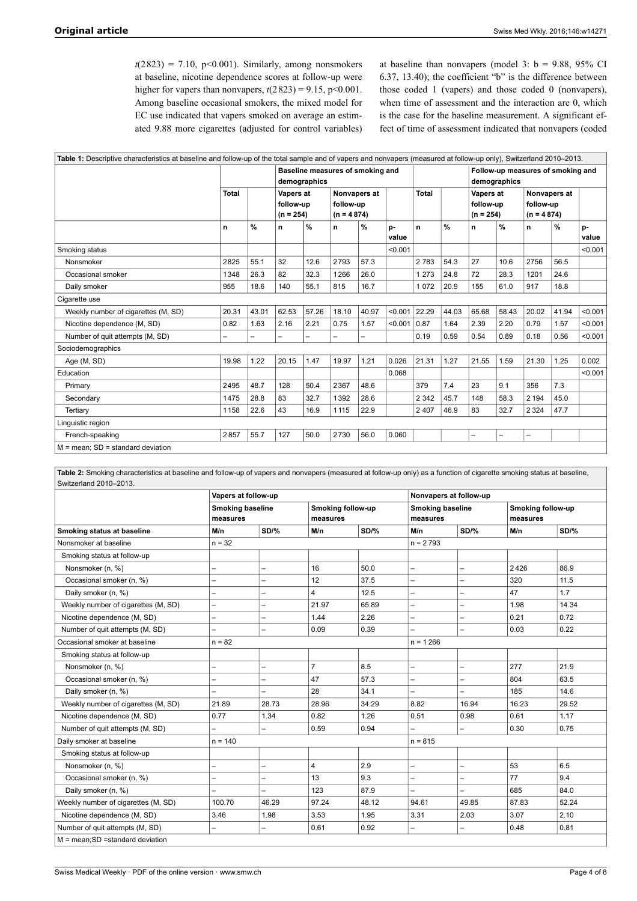$t(2823) = 7.10$, $p<0.001$). Similarly, among nonsmokers at baseline, nicotine dependence scores at follow-up were higher for vapers than nonvapers, $t(2823) = 9.15$, $p<0.001$. Among baseline occasional smokers, the mixed model for EC use indicated that vapers smoked on average an estimated 9.88 more cigarettes (adjusted for control variables) at baseline than nonvapers (model 3: $b = 9.88$, 95% CI 6.37, 13.40); the coefficient "b" is the difference between those coded 1 (vapers) and those coded 0 (nonvapers), when time of assessment and the interaction are 0, which is the case for the baseline measurement. A significant effect of time of assessment indicated that nonvapers (coded

**Table 1:** Descriptive characteristics at baseline and follow-up of the total sample and of vapers and nonvapers (measured at follow-up only), Switzerland 2010–2013.

| | Baseline measures of smoking and demographics | | | | | | | Follow-up measures of smoking and demographics | | | | | | |
|---|---|---|---|---|---|---|---|---|---|---|---|---|---|---|
| | Total | | Vapers at follow-up (n = 254) | | Nonvapers at follow-up (n = 4 874) | | | Total | | Vapers at follow-up (n = 254) | | Nonvapers at follow-up (n = 4 874) | | |
| | n | % | n | % | n | % | p-value | n | % | n | % | n | % | p-value |
| Smoking status | | | | | | | <0.001 | | | | | | | <0.001 |
| Nonsmoker | 2825 | 55.1 | 32 | 12.6 | 2793 | 57.3 | | 2 783 | 54.3 | 27 | 10.6 | 2756 | 56.5 | |
| Occasional smoker | 1348 | 26.3 | 82 | 32.3 | 1266 | 26.0 | | 1 273 | 24.8 | 72 | 28.3 | 1201 | 24.6 | |
| Daily smoker | 955 | 18.6 | 140 | 55.1 | 815 | 16.7 | | 1 072 | 20.9 | 155 | 61.0 | 917 | 18.8 | |
| Cigarette use | | | | | | | | | | | | | | |
| Weekly number of cigarettes (M, SD) | 20.31 | 43.01 | 62.53 | 57.26 | 18.10 | 40.97 | <0.001 | 22.29 | 44.03 | 65.68 | 58.43 | 20.02 | 41.94 | <0.001 |
| Nicotine dependence (M, SD) | 0.82 | 1.63 | 2.16 | 2.21 | 0.75 | 1.57 | <0.001 | 0.87 | 1.64 | 2.39 | 2.20 | 0.79 | 1.57 | <0.001 |
| Number of quit attempts (M, SD) | – | – | – | – | – | – | | 0.19 | 0.59 | 0.54 | 0.89 | 0.18 | 0.56 | <0.001 |
| Sociodemographics | | | | | | | | | | | | | | |
| Age (M, SD) | 19.98 | 1.22 | 20.15 | 1.47 | 19.97 | 1.21 | 0.026 | 21.31 | 1.27 | 21.55 | 1.59 | 21.30 | 1.25 | 0.002 |
| Education | | | | | | | 0.068 | | | | | | | <0.001 |
| Primary | 2495 | 48.7 | 128 | 50.4 | 2367 | 48.6 | | 379 | 7.4 | 23 | 9.1 | 356 | 7.3 | |
| Secondary | 1475 | 28.8 | 83 | 32.7 | 1392 | 28.6 | | 2 342 | 45.7 | 148 | 58.3 | 2 194 | 45.0 | |
| Tertiary | 1158 | 22.6 | 43 | 16.9 | 1115 | 22.9 | | 2 407 | 46.9 | 83 | 32.7 | 2 324 | 47.7 | |
| Linguistic region | | | | | | | | | | | | | | |
| French-speaking | 2857 | 55.7 | 127 | 50.0 | 2730 | 56.0 | 0.060 | | | – | – | – | | |

M = mean; SD = standard deviation

**Table 2:** Smoking characteristics at baseline and follow-up of vapers and nonvapers (measured at follow-up only) as a function of cigarette smoking status at baseline, Switzerland 2010–2013.

| | Vapers at follow-up | | | | Nonvapers at follow-up | | | |
|---|---|---|---|---|---|---|---|---|
| | Smoking baseline measures | | Smoking follow-up measures | | Smoking baseline measures | | Smoking follow-up measures | |
| Smoking status at baseline | M/n | SD/% | M/n | SD/% | M/n | SD/% | M/n | SD/% |
| Nonsmoker at baseline | n = 32 | | | | n = 2 793 | | | |
| Smoking status at follow-up | | | | | | | | |
| Nonsmoker (n, %) | – | – | 16 | 50.0 | – | – | 2426 | 86.9 |
| Occasional smoker (n, %) | – | – | 12 | 37.5 | – | – | 320 | 11.5 |
| Daily smoker (n, %) | – | – | 4 | 12.5 | – | – | 47 | 1.7 |
| Weekly number of cigarettes (M, SD) | – | – | 21.97 | 65.89 | – | – | 1.98 | 14.34 |
| Nicotine dependence (M, SD) | – | – | 1.44 | 2.26 | – | – | 0.21 | 0.72 |
| Number of quit attempts (M, SD) | – | – | 0.09 | 0.39 | – | – | 0.03 | 0.22 |
| Occasional smoker at baseline | n = 82 | | | | n = 1 266 | | | |
| Smoking status at follow-up | | | | | | | | |
| Nonsmoker (n, %) | – | – | 7 | 8.5 | – | – | 277 | 21.9 |
| Occasional smoker (n, %) | – | – | 47 | 57.3 | – | – | 804 | 63.5 |
| Daily smoker (n, %) | – | – | 28 | 34.1 | – | – | 185 | 14.6 |
| Weekly number of cigarettes (M, SD) | 21.89 | 28.73 | 28.96 | 34.29 | 8.82 | 16.94 | 16.23 | 29.52 |
| Nicotine dependence (M, SD) | 0.77 | 1.34 | 0.82 | 1.26 | 0.51 | 0.98 | 0.61 | 1.17 |
| Number of quit attempts (M, SD) | – | – | 0.59 | 0.94 | – | – | 0.30 | 0.75 |
| Daily smoker at baseline | n = 140 | | | | n = 815 | | | |
| Smoking status at follow-up | | | | | | | | |
| Nonsmoker (n, %) | – | – | 4 | 2.9 | – | – | 53 | 6.5 |
| Occasional smoker (n, %) | – | – | 13 | 9.3 | – | – | 77 | 9.4 |
| Daily smoker (n, %) | – | – | 123 | 87.9 | – | – | 685 | 84.0 |
| Weekly number of cigarettes (M, SD) | 100.70 | 46.29 | 97.24 | 48.12 | 94.61 | 49.85 | 87.83 | 52.24 |
| Nicotine dependence (M, SD) | 3.46 | 1.98 | 3.53 | 1.95 | 3.31 | 2.03 | 3.07 | 2.10 |
| Number of quit attempts (M, SD) | – | – | 0.61 | 0.92 | – | – | 0.48 | 0.81 |

M = mean;SD =standard deviation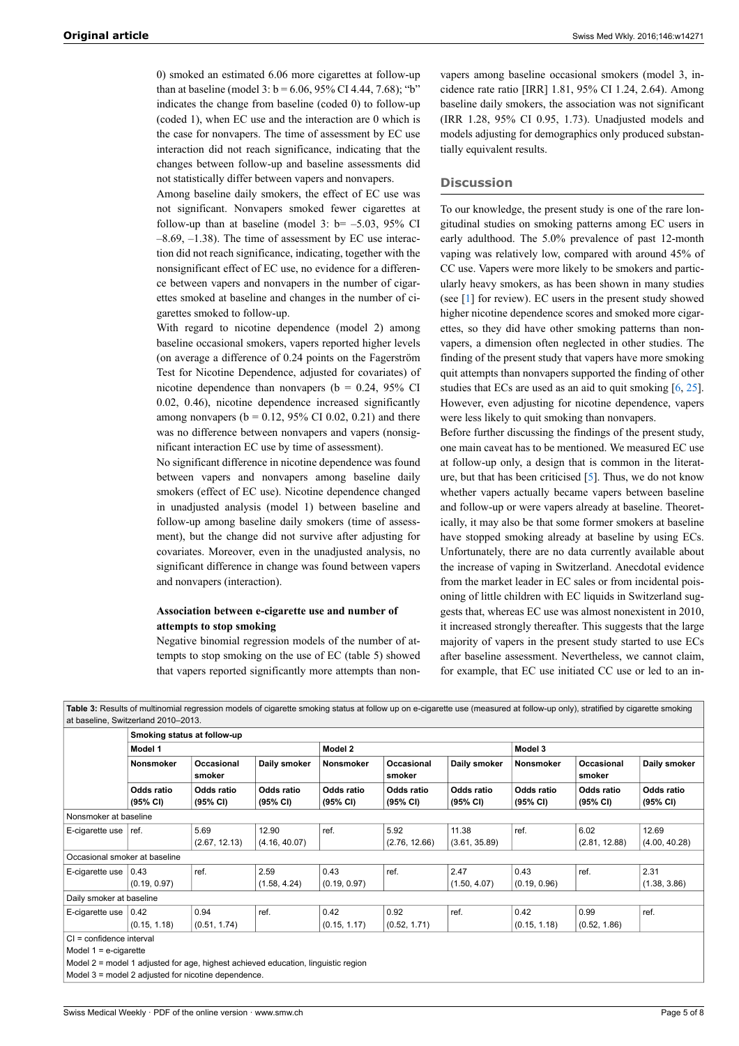0) smoked an estimated 6.06 more cigarettes at follow-up than at baseline (model 3: b = 6.06, 95% CI 4.44, 7.68); "b" indicates the change from baseline (coded 0) to follow-up (coded 1), when EC use and the interaction are 0 which is the case for nonvapers. The time of assessment by EC use interaction did not reach significance, indicating that the changes between follow-up and baseline assessments did not statistically differ between vapers and nonvapers.

Among baseline daily smokers, the effect of EC use was not significant. Nonvapers smoked fewer cigarettes at follow-up than at baseline (model 3: b= –5.03, 95% CI –8.69, –1.38). The time of assessment by EC use interaction did not reach significance, indicating, together with the nonsignificant effect of EC use, no evidence for a difference between vapers and nonvapers in the number of cigarettes smoked at baseline and changes in the number of cigarettes smoked to follow-up.

With regard to nicotine dependence (model 2) among baseline occasional smokers, vapers reported higher levels (on average a difference of 0.24 points on the Fagerström Test for Nicotine Dependence, adjusted for covariates) of nicotine dependence than nonvapers (b = 0.24, 95% CI 0.02, 0.46), nicotine dependence increased significantly among nonvapers (b = 0.12, 95% CI 0.02, 0.21) and there was no difference between nonvapers and vapers (nonsignificant interaction EC use by time of assessment).

No significant difference in nicotine dependence was found between vapers and nonvapers among baseline daily smokers (effect of EC use). Nicotine dependence changed in unadjusted analysis (model 1) between baseline and follow-up among baseline daily smokers (time of assessment), but the change did not survive after adjusting for covariates. Moreover, even in the unadjusted analysis, no significant difference in change was found between vapers and nonvapers (interaction).

### Association between e-cigarette use and number of attempts to stop smoking

Negative binomial regression models of the number of attempts to stop smoking on the use of EC (table 5) showed that vapers reported significantly more attempts than nonvapers among baseline occasional smokers (model 3, incidence rate ratio [IRR] 1.81, 95% CI 1.24, 2.64). Among baseline daily smokers, the association was not significant (IRR 1.28, 95% CI 0.95, 1.73). Unadjusted models and models adjusting for demographics only produced substantially equivalent results.

## Discussion

To our knowledge, the present study is one of the rare longitudinal studies on smoking patterns among EC users in early adulthood. The 5.0% prevalence of past 12-month vaping was relatively low, compared with around 45% of CC use. Vapers were more likely to be smokers and particularly heavy smokers, as has been shown in many studies (see [1] for review). EC users in the present study showed higher nicotine dependence scores and smoked more cigarettes, so they did have other smoking patterns than nonvapers, a dimension often neglected in other studies. The finding of the present study that vapers have more smoking quit attempts than nonvapers supported the finding of other studies that ECs are used as an aid to quit smoking [6, 25]. However, even adjusting for nicotine dependence, vapers were less likely to quit smoking than nonvapers.

Before further discussing the findings of the present study, one main caveat has to be mentioned. We measured EC use at follow-up only, a design that is common in the literature, but that has been criticised [5]. Thus, we do not know whether vapers actually became vapers between baseline and follow-up or were vapers already at baseline. Theoretically, it may also be that some former smokers at baseline have stopped smoking already at baseline by using ECs. Unfortunately, there are no data currently available about the increase of vaping in Switzerland. Anecdotal evidence from the market leader in EC sales or from incidental poisoning of little children with EC liquids in Switzerland suggests that, whereas EC use was almost nonexistent in 2010, it increased strongly thereafter. This suggests that the large majority of vapers in the present study started to use ECs after baseline assessment. Nevertheless, we cannot claim, for example, that EC use initiated CC use or led to an in-

**Table 3:** Results of multinomial regression models of cigarette smoking status at follow up on e-cigarette use (measured at follow-up only), stratified by cigarette smoking at baseline, Switzerland 2010–2013.

| | Smoking status at follow-up | | | | | | | | |
|---|---|---|---|---|---|---|---|---|---|
| | Model 1 | | | Model 2 | | | Model 3 | | |
| | Nonsmoker | Occasional smoker | Daily smoker | Nonsmoker | Occasional smoker | Daily smoker | Nonsmoker | Occasional smoker | Daily smoker |
| | Odds ratio (95% CI) | Odds ratio (95% CI) | Odds ratio (95% CI) | Odds ratio (95% CI) | Odds ratio (95% CI) | Odds ratio (95% CI) | Odds ratio (95% CI) | Odds ratio (95% CI) | Odds ratio (95% CI) |
| Nonsmoker at baseline | | | | | | | | | |
| E-cigarette use | ref. | 5.69 (2.67, 12.13) | 12.90 (4.16, 40.07) | ref. | 5.92 (2.76, 12.66) | 11.38 (3.61, 35.89) | ref. | 6.02 (2.81, 12.88) | 12.69 (4.00, 40.28) |
| Occasional smoker at baseline | | | | | | | | | |
| E-cigarette use | 0.43 (0.19, 0.97) | ref. | 2.59 (1.58, 4.24) | 0.43 (0.19, 0.97) | ref. | 2.47 (1.50, 4.07) | 0.43 (0.19, 0.96) | ref. | 2.31 (1.38, 3.86) |
| Daily smoker at baseline | | | | | | | | | |
| E-cigarette use | 0.42 (0.15, 1.18) | 0.94 (0.51, 1.74) | ref. | 0.42 (0.15, 1.17) | 0.92 (0.52, 1.71) | ref. | 0.42 (0.15, 1.18) | 0.99 (0.52, 1.86) | ref. |

CI = confidence interval
Model 1 = e-cigarette
Model 2 = model 1 adjusted for age, highest achieved education, linguistic region
Model 3 = model 2 adjusted for nicotine dependence.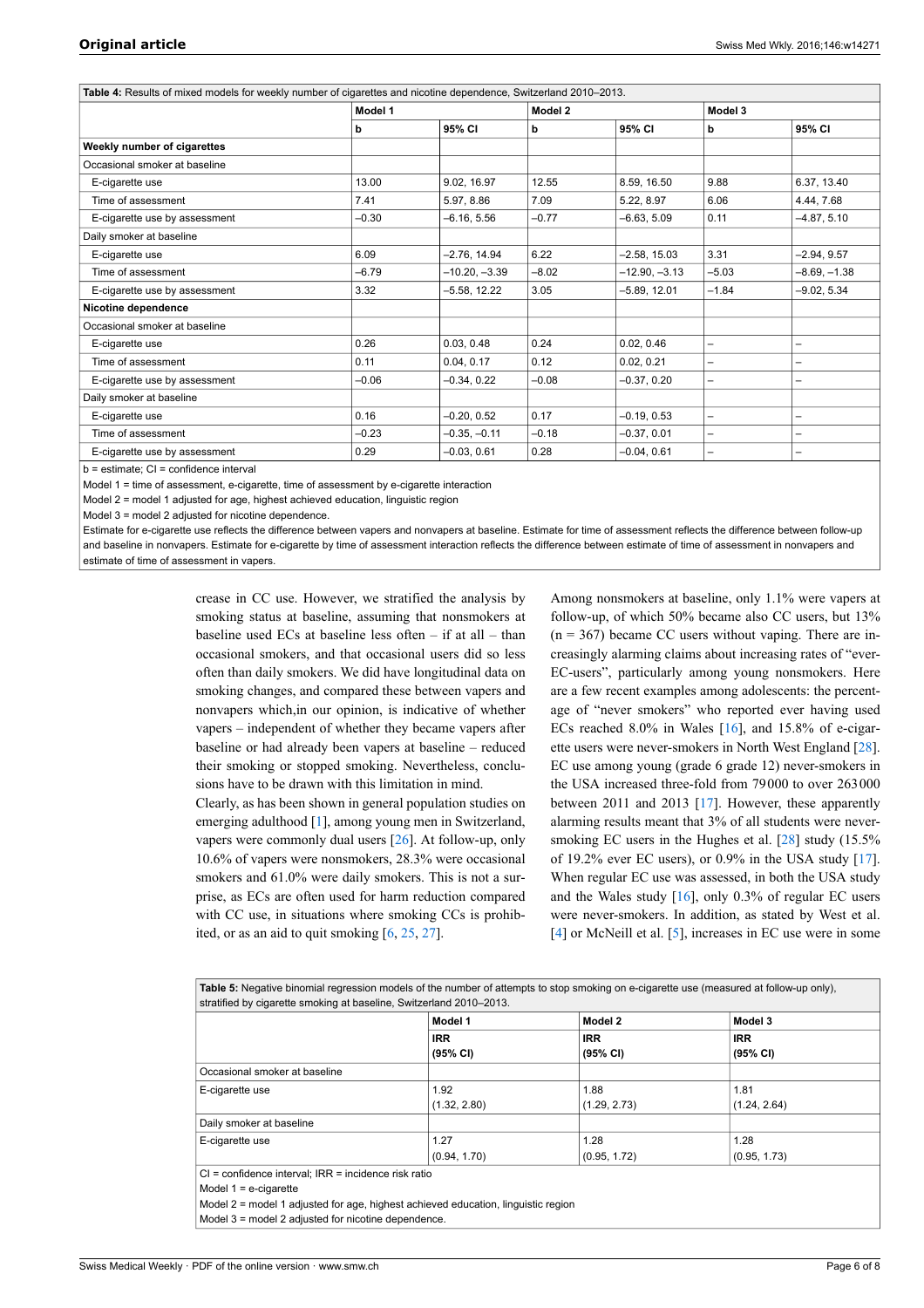**Table 4:** Results of mixed models for weekly number of cigarettes and nicotine dependence, Switzerland 2010–2013.

| | Model 1 | | Model 2 | | Model 3 | |
|---|---|---|---|---|---|---|
| | b | 95% CI | b | 95% CI | b | 95% CI |
| **Weekly number of cigarettes** | | | | | | |
| Occasional smoker at baseline | | | | | | |
| E-cigarette use | 13.00 | 9.02, 16.97 | 12.55 | 8.59, 16.50 | 9.88 | 6.37, 13.40 |
| Time of assessment | 7.41 | 5.97, 8.86 | 7.09 | 5.22, 8.97 | 6.06 | 4.44, 7.68 |
| E-cigarette use by assessment | –0.30 | –6.16, 5.56 | –0.77 | –6.63, 5.09 | 0.11 | –4.87, 5.10 |
| Daily smoker at baseline | | | | | | |
| E-cigarette use | 6.09 | –2.76, 14.94 | 6.22 | –2.58, 15.03 | 3.31 | –2.94, 9.57 |
| Time of assessment | –6.79 | –10.20, –3.39 | –8.02 | –12.90, –3.13 | –5.03 | –8.69, –1.38 |
| E-cigarette use by assessment | 3.32 | –5.58, 12.22 | 3.05 | –5.89, 12.01 | –1.84 | –9.02, 5.34 |
| **Nicotine dependence** | | | | | | |
| Occasional smoker at baseline | | | | | | |
| E-cigarette use | 0.26 | 0.03, 0.48 | 0.24 | 0.02, 0.46 | – | – |
| Time of assessment | 0.11 | 0.04, 0.17 | 0.12 | 0.02, 0.21 | – | – |
| E-cigarette use by assessment | –0.06 | –0.34, 0.22 | –0.08 | –0.37, 0.20 | – | – |
| Daily smoker at baseline | | | | | | |
| E-cigarette use | 0.16 | –0.20, 0.52 | 0.17 | –0.19, 0.53 | – | – |
| Time of assessment | –0.23 | –0.35, –0.11 | –0.18 | –0.37, 0.01 | – | – |
| E-cigarette use by assessment | 0.29 | –0.03, 0.61 | 0.28 | –0.04, 0.61 | – | – |

b = estimate; CI = confidence interval

Model 1 = time of assessment, e-cigarette, time of assessment by e-cigarette interaction

Model 2 = model 1 adjusted for age, highest achieved education, linguistic region

Model 3 = model 2 adjusted for nicotine dependence.

Estimate for e-cigarette use reflects the difference between vapers and nonvapers at baseline. Estimate for time of assessment reflects the difference between follow-up and baseline in nonvapers. Estimate for e-cigarette by time of assessment interaction reflects the difference between estimate of time of assessment in nonvapers and estimate of time of assessment in vapers.

crease in CC use. However, we stratified the analysis by smoking status at baseline, assuming that nonsmokers at baseline used ECs at baseline less often – if at all – than occasional smokers, and that occasional users did so less often than daily smokers. We did have longitudinal data on smoking changes, and compared these between vapers and nonvapers which,in our opinion, is indicative of whether vapers – independent of whether they became vapers after baseline or had already been vapers at baseline – reduced their smoking or stopped smoking. Nevertheless, conclusions have to be drawn with this limitation in mind.

Clearly, as has been shown in general population studies on emerging adulthood [1], among young men in Switzerland, vapers were commonly dual users [26]. At follow-up, only 10.6% of vapers were nonsmokers, 28.3% were occasional smokers and 61.0% were daily smokers. This is not a surprise, as ECs are often used for harm reduction compared with CC use, in situations where smoking CCs is prohibited, or as an aid to quit smoking [6, 25, 27].

Among nonsmokers at baseline, only 1.1% were vapers at follow-up, of which 50% became also CC users, but 13% (n = 367) became CC users without vaping. There are increasingly alarming claims about increasing rates of "ever-EC-users", particularly among young nonsmokers. Here are a few recent examples among adolescents: the percentage of "never smokers" who reported ever having used ECs reached 8.0% in Wales [16], and 15.8% of e-cigarette users were never-smokers in North West England [28]. EC use among young (grade 6 grade 12) never-smokers in the USA increased three-fold from 79000 to over 263000 between 2011 and 2013 [17]. However, these apparently alarming results meant that 3% of all students were never-smoking EC users in the Hughes et al. [28] study (15.5% of 19.2% ever EC users), or 0.9% in the USA study [17]. When regular EC use was assessed, in both the USA study and the Wales study [16], only 0.3% of regular EC users were never-smokers. In addition, as stated by West et al. [4] or McNeill et al. [5], increases in EC use were in some

**Table 5:** Negative binomial regression models of the number of attempts to stop smoking on e-cigarette use (measured at follow-up only), stratified by cigarette smoking at baseline, Switzerland 2010–2013.

| | Model 1 | Model 2 | Model 3 |
|---|---|---|---|
| | IRR (95% CI) | IRR (95% CI) | IRR (95% CI) |
| Occasional smoker at baseline | | | |
| E-cigarette use | 1.92 (1.32, 2.80) | 1.88 (1.29, 2.73) | 1.81 (1.24, 2.64) |
| Daily smoker at baseline | | | |
| E-cigarette use | 1.27 (0.94, 1.70) | 1.28 (0.95, 1.72) | 1.28 (0.95, 1.73) |

CI = confidence interval; IRR = incidence risk ratio

Model 1 = e-cigarette

Model 2 = model 1 adjusted for age, highest achieved education, linguistic region

Model 3 = model 2 adjusted for nicotine dependence.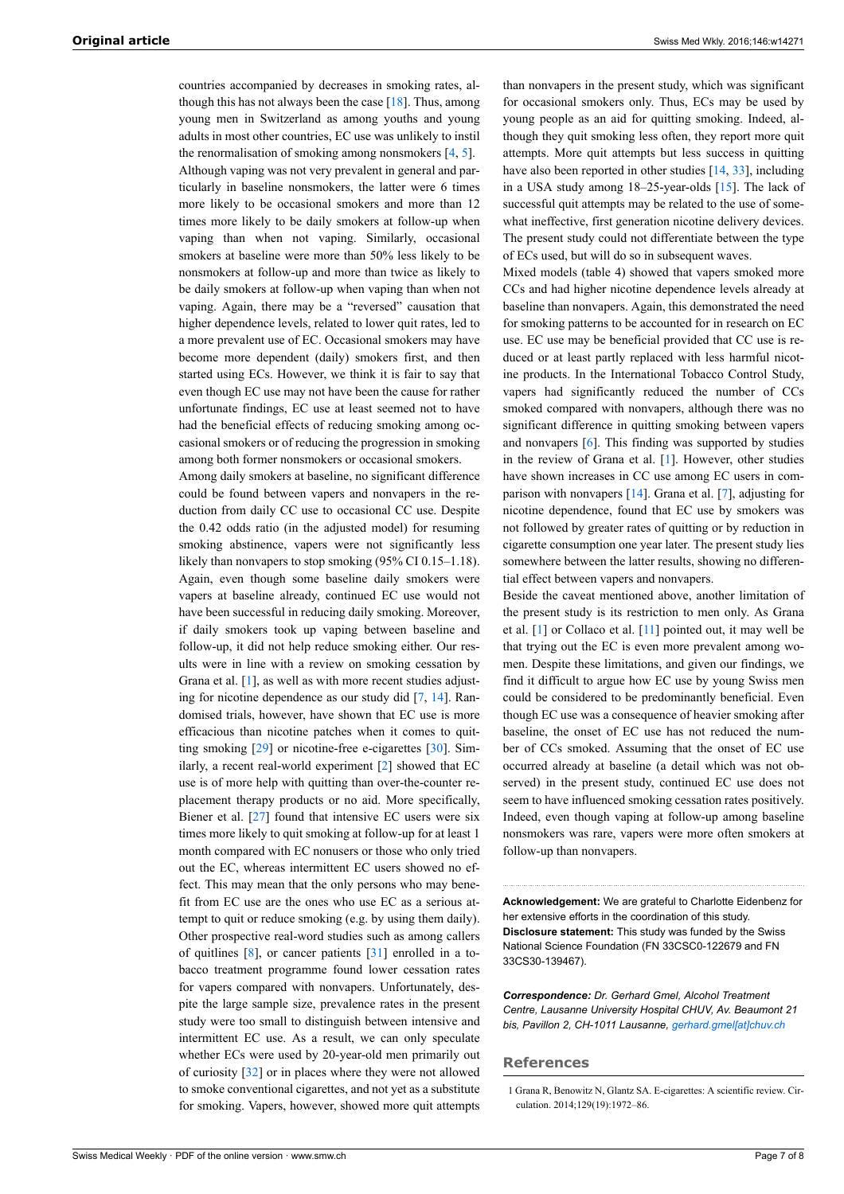countries accompanied by decreases in smoking rates, although this has not always been the case [18]. Thus, among young men in Switzerland as among youths and young adults in most other countries, EC use was unlikely to instil the renormalisation of smoking among nonsmokers [4, 5].

Although vaping was not very prevalent in general and particularly in baseline nonsmokers, the latter were 6 times more likely to be occasional smokers and more than 12 times more likely to be daily smokers at follow-up when vaping than when not vaping. Similarly, occasional smokers at baseline were more than 50% less likely to be nonsmokers at follow-up and more than twice as likely to be daily smokers at follow-up when vaping than when not vaping. Again, there may be a "reversed" causation that higher dependence levels, related to lower quit rates, led to a more prevalent use of EC. Occasional smokers may have become more dependent (daily) smokers first, and then started using ECs. However, we think it is fair to say that even though EC use may not have been the cause for rather unfortunate findings, EC use at least seemed not to have had the beneficial effects of reducing smoking among occasional smokers or of reducing the progression in smoking among both former nonsmokers or occasional smokers.

Among daily smokers at baseline, no significant difference could be found between vapers and nonvapers in the reduction from daily CC use to occasional CC use. Despite the 0.42 odds ratio (in the adjusted model) for resuming smoking abstinence, vapers were not significantly less likely than nonvapers to stop smoking (95% CI 0.15–1.18). Again, even though some baseline daily smokers were vapers at baseline already, continued EC use would not have been successful in reducing daily smoking. Moreover, if daily smokers took up vaping between baseline and follow-up, it did not help reduce smoking either. Our results were in line with a review on smoking cessation by Grana et al. [1], as well as with more recent studies adjusting for nicotine dependence as our study did [7, 14]. Randomised trials, however, have shown that EC use is more efficacious than nicotine patches when it comes to quitting smoking [29] or nicotine-free e-cigarettes [30]. Similarly, a recent real-world experiment [2] showed that EC use is of more help with quitting than over-the-counter replacement therapy products or no aid. More specifically, Biener et al. [27] found that intensive EC users were six times more likely to quit smoking at follow-up for at least 1 month compared with EC nonusers or those who only tried out the EC, whereas intermittent EC users showed no effect. This may mean that the only persons who may benefit from EC use are the ones who use EC as a serious attempt to quit or reduce smoking (e.g. by using them daily). Other prospective real-word studies such as among callers of quitlines [8], or cancer patients [31] enrolled in a tobacco treatment programme found lower cessation rates for vapers compared with nonvapers. Unfortunately, despite the large sample size, prevalence rates in the present study were too small to distinguish between intensive and intermittent EC use. As a result, we can only speculate whether ECs were used by 20-year-old men primarily out of curiosity [32] or in places where they were not allowed to smoke conventional cigarettes, and not yet as a substitute for smoking. Vapers, however, showed more quit attempts than nonvapers in the present study, which was significant for occasional smokers only. Thus, ECs may be used by young people as an aid for quitting smoking. Indeed, although they quit smoking less often, they report more quit attempts. More quit attempts but less success in quitting have also been reported in other studies [14, 33], including in a USA study among 18–25-year-olds [15]. The lack of successful quit attempts may be related to the use of somewhat ineffective, first generation nicotine delivery devices. The present study could not differentiate between the type of ECs used, but will do so in subsequent waves.

Mixed models (table 4) showed that vapers smoked more CCs and had higher nicotine dependence levels already at baseline than nonvapers. Again, this demonstrated the need for smoking patterns to be accounted for in research on EC use. EC use may be beneficial provided that CC use is reduced or at least partly replaced with less harmful nicotine products. In the International Tobacco Control Study, vapers had significantly reduced the number of CCs smoked compared with nonvapers, although there was no significant difference in quitting smoking between vapers and nonvapers [6]. This finding was supported by studies in the review of Grana et al. [1]. However, other studies have shown increases in CC use among EC users in comparison with nonvapers [14]. Grana et al. [7], adjusting for nicotine dependence, found that EC use by smokers was not followed by greater rates of quitting or by reduction in cigarette consumption one year later. The present study lies somewhere between the latter results, showing no differential effect between vapers and nonvapers.

Beside the caveat mentioned above, another limitation of the present study is its restriction to men only. As Grana et al. [1] or Collaco et al. [11] pointed out, it may well be that trying out the EC is even more prevalent among women. Despite these limitations, and given our findings, we find it difficult to argue how EC use by young Swiss men could be considered to be predominantly beneficial. Even though EC use was a consequence of heavier smoking after baseline, the onset of EC use has not reduced the number of CCs smoked. Assuming that the onset of EC use occurred already at baseline (a detail which was not observed) in the present study, continued EC use does not seem to have influenced smoking cessation rates positively. Indeed, even though vaping at follow-up among baseline nonsmokers was rare, vapers were more often smokers at follow-up than nonvapers.

**Acknowledgement:** We are grateful to Charlotte Eidenbenz for her extensive efforts in the coordination of this study.

**Disclosure statement:** This study was funded by the Swiss National Science Foundation (FN 33CSC0-122679 and FN 33CS30-139467).

***Correspondence:*** *Dr. Gerhard Gmel, Alcohol Treatment Centre, Lausanne University Hospital CHUV, Av. Beaumont 21 bis, Pavillon 2, CH-1011 Lausanne, gerhard.gmel[at]chuv.ch*

## References

1 Grana R, Benowitz N, Glantz SA. E-cigarettes: A scientific review. Circulation. 2014;129(19):1972–86.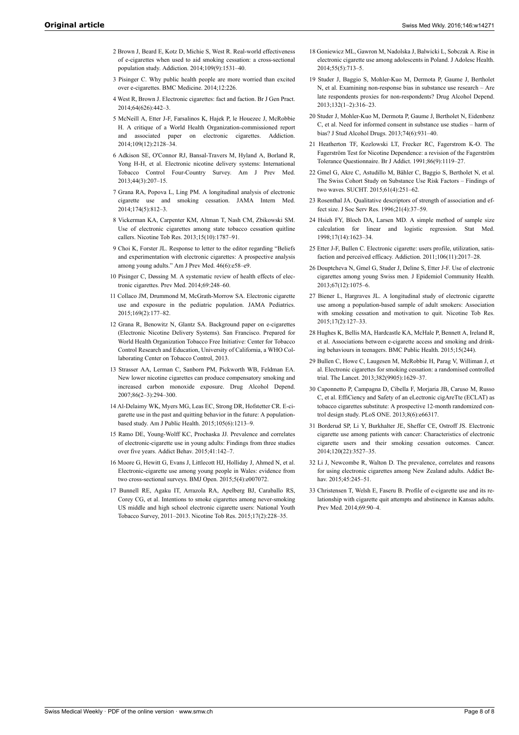2 Brown J, Beard E, Kotz D, Michie S, West R. Real-world effectiveness of e-cigarettes when used to aid smoking cessation: a cross-sectional population study. Addiction. 2014;109(9):1531–40.

3 Pisinger C. Why public health people are more worried than excited over e-cigarettes. BMC Medicine. 2014;12:226.

4 West R, Brown J. Electronic cigarettes: fact and faction. Br J Gen Pract. 2014;64(626):442–3.

5 McNeill A, Etter J-F, Farsalinos K, Hajek P, le Houezec J, McRobbie H. A critique of a World Health Organization-commissioned report and associated paper on electronic cigarettes. Addiction. 2014;109(12):2128–34.

6 Adkison SE, O'Connor RJ, Bansal-Travers M, Hyland A, Borland R, Yong H-H, et al. Electronic nicotine delivery systems: International Tobacco Control Four-Country Survey. Am J Prev Med. 2013;44(3):207–15.

7 Grana RA, Popova L, Ling PM. A longitudinal analysis of electronic cigarette use and smoking cessation. JAMA Intern Med. 2014;174(5):812–3.

8 Vickerman KA, Carpenter KM, Altman T, Nash CM, Zbikowski SM. Use of electronic cigarettes among state tobacco cessation quitline callers. Nicotine Tob Res. 2013;15(10):1787–91.

9 Choi K, Forster JL. Response to letter to the editor regarding "Beliefs and experimentation with electronic cigarettes: A prospective analysis among young adults." Am J Prev Med. 46(6):e58–e9.

10 Pisinger C, Døssing M. A systematic review of health effects of electronic cigarettes. Prev Med. 2014;69:248–60.

11 Collaco JM, Drummond M, McGrath-Morrow SA. Electronic cigarette use and exposure in the pediatric population. JAMA Pediatrics. 2015;169(2):177–82.

12 Grana R, Benowitz N, Glantz SA. Background paper on e-cigarettes (Electronic Nicotine Delivery Systems). San Francisco. Prepared for World Health Organization Tobacco Free Initiative: Center for Tobacco Control Research and Education, University of California, a WHO Collaborating Center on Tobacco Control, 2013.

13 Strasser AA, Lerman C, Sanborn PM, Pickworth WB, Feldman EA. New lower nicotine cigarettes can produce compensatory smoking and increased carbon monoxide exposure. Drug Alcohol Depend. 2007;86(2–3):294–300.

14 Al-Delaimy WK, Myers MG, Leas EC, Strong DR, Hofstetter CR. E-cigarette use in the past and quitting behavior in the future: A population-based study. Am J Public Health. 2015;105(6):1213–9.

15 Ramo DE, Young-Wolff KC, Prochaska JJ. Prevalence and correlates of electronic-cigarette use in young adults: Findings from three studies over five years. Addict Behav. 2015;41:142–7.

16 Moore G, Hewitt G, Evans J, Littlecott HJ, Holliday J, Ahmed N, et al. Electronic-cigarette use among young people in Wales: evidence from two cross-sectional surveys. BMJ Open. 2015;5(4):e007072.

17 Bunnell RE, Agaku IT, Arrazola RA, Apelberg BJ, Caraballo RS, Corey CG, et al. Intentions to smoke cigarettes among never-smoking US middle and high school electronic cigarette users: National Youth Tobacco Survey, 2011–2013. Nicotine Tob Res. 2015;17(2):228–35.

18 Goniewicz ML, Gawron M, Nadolska J, Balwicki L, Sobczak A. Rise in electronic cigarette use among adolescents in Poland. J Adolesc Health. 2014;55(5):713–5.

19 Studer J, Baggio S, Mohler-Kuo M, Dermota P, Gaume J, Bertholet N, et al. Examining non-response bias in substance use research – Are late respondents proxies for non-respondents? Drug Alcohol Depend. 2013;132(1–2):316–23.

20 Studer J, Mohler-Kuo M, Dermota P, Gaume J, Bertholet N, Eidenbenz C, et al. Need for informed consent in substance use studies – harm of bias? J Stud Alcohol Drugs. 2013;74(6):931–40.

21 Heatherton TF, Kozlowski LT, Frecker RC, Fagerstrom K-O. The Fagerström Test for Nicotine Dependence: a revision of the Fagerström Tolerance Questionnaire. Br J Addict. 1991;86(9):1119–27.

22 Gmel G, Akre C, Astudillo M, Bähler C, Baggio S, Bertholet N, et al. The Swiss Cohort Study on Substance Use Risk Factors – Findings of two waves. SUCHT. 2015;61(4):251–62.

23 Rosenthal JA. Qualitative descriptors of strength of association and effect size. J Soc Serv Res. 1996;21(4):37–59.

24 Hsieh FY, Bloch DA, Larsen MD. A simple method of sample size calculation for linear and logistic regression. Stat Med. 1998;17(14):1623–34.

25 Etter J-F, Bullen C. Electronic cigarette: users profile, utilization, satisfaction and perceived efficacy. Addiction. 2011;106(11):2017–28.

26 Douptcheva N, Gmel G, Studer J, Deline S, Etter J-F. Use of electronic cigarettes among young Swiss men. J Epidemiol Community Health. 2013;67(12):1075–6.

27 Biener L, Hargraves JL. A longitudinal study of electronic cigarette use among a population-based sample of adult smokers: Association with smoking cessation and motivation to quit. Nicotine Tob Res. 2015;17(2):127–33.

28 Hughes K, Bellis MA, Hardcastle KA, McHale P, Bennett A, Ireland R, et al. Associations between e-cigarette access and smoking and drinking behaviours in teenagers. BMC Public Health. 2015;15(244).

29 Bullen C, Howe C, Laugesen M, McRobbie H, Parag V, Williman J, et al. Electronic cigarettes for smoking cessation: a randomised controlled trial. The Lancet. 2013;382(9905):1629–37.

30 Caponnetto P, Campagna D, Cibella F, Morjaria JB, Caruso M, Russo C, et al. EffiCiency and Safety of an eLectronic cigAreTte (ECLAT) as tobacco cigarettes substitute: A prospective 12-month randomized control design study. PLoS ONE. 2013;8(6):e66317.

31 Borderud SP, Li Y, Burkhalter JE, Sheffer CE, Ostroff JS. Electronic cigarette use among patients with cancer: Characteristics of electronic cigarette users and their smoking cessation outcomes. Cancer. 2014;120(22):3527–35.

32 Li J, Newcombe R, Walton D. The prevalence, correlates and reasons for using electronic cigarettes among New Zealand adults. Addict Behav. 2015;45:245–51.

33 Christensen T, Welsh E, Faseru B. Profile of e-cigarette use and its relationship with cigarette quit attempts and abstinence in Kansas adults. Prev Med. 2014;69:90–4.